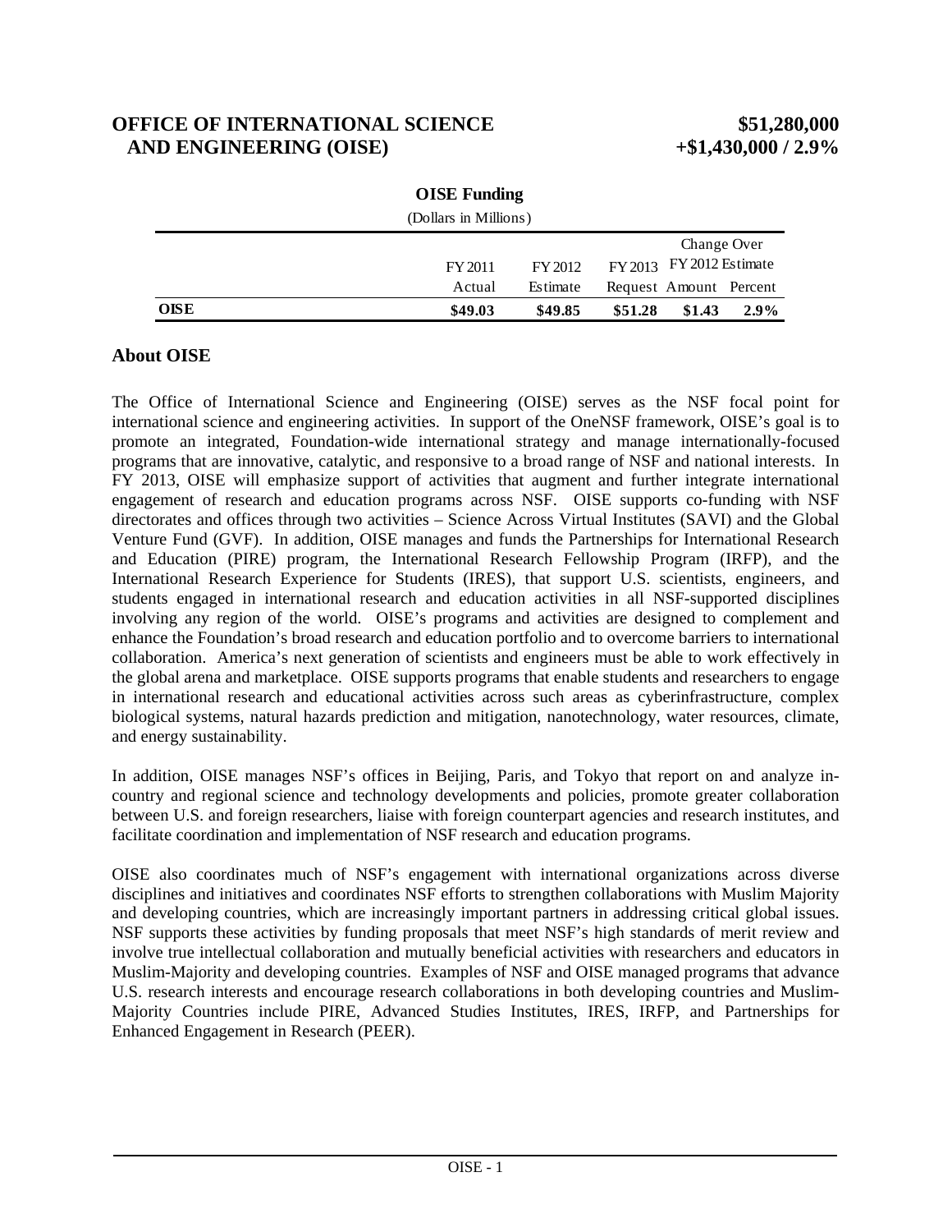# OFFICE OF INTERNATIONAL SCIENCE AND ENGINEERING (OISE) $51,280,000 +$1,430,000 / 2.9%

**OISE Funding**
(Dollars in Millions)

| | FY 2011 Actual | FY 2012 Estimate | FY 2013 Request | Change Over FY 2012 Estimate Amount | Change Over FY 2012 Estimate Percent |
|---|---|---|---|---|---|
| **OISE** | **$49.03** | **$49.85** | **$51.28** | **$1.43** | **2.9%** |

## About OISE

The Office of International Science and Engineering (OISE) serves as the NSF focal point for international science and engineering activities. In support of the OneNSF framework, OISE's goal is to promote an integrated, Foundation-wide international strategy and manage internationally-focused programs that are innovative, catalytic, and responsive to a broad range of NSF and national interests. In FY 2013, OISE will emphasize support of activities that augment and further integrate international engagement of research and education programs across NSF. OISE supports co-funding with NSF directorates and offices through two activities – Science Across Virtual Institutes (SAVI) and the Global Venture Fund (GVF). In addition, OISE manages and funds the Partnerships for International Research and Education (PIRE) program, the International Research Fellowship Program (IRFP), and the International Research Experience for Students (IRES), that support U.S. scientists, engineers, and students engaged in international research and education activities in all NSF-supported disciplines involving any region of the world. OISE's programs and activities are designed to complement and enhance the Foundation's broad research and education portfolio and to overcome barriers to international collaboration. America's next generation of scientists and engineers must be able to work effectively in the global arena and marketplace. OISE supports programs that enable students and researchers to engage in international research and educational activities across such areas as cyberinfrastructure, complex biological systems, natural hazards prediction and mitigation, nanotechnology, water resources, climate, and energy sustainability.

In addition, OISE manages NSF's offices in Beijing, Paris, and Tokyo that report on and analyze in-country and regional science and technology developments and policies, promote greater collaboration between U.S. and foreign researchers, liaise with foreign counterpart agencies and research institutes, and facilitate coordination and implementation of NSF research and education programs.

OISE also coordinates much of NSF's engagement with international organizations across diverse disciplines and initiatives and coordinates NSF efforts to strengthen collaborations with Muslim Majority and developing countries, which are increasingly important partners in addressing critical global issues. NSF supports these activities by funding proposals that meet NSF's high standards of merit review and involve true intellectual collaboration and mutually beneficial activities with researchers and educators in Muslim-Majority and developing countries. Examples of NSF and OISE managed programs that advance U.S. research interests and encourage research collaborations in both developing countries and Muslim-Majority Countries include PIRE, Advanced Studies Institutes, IRES, IRFP, and Partnerships for Enhanced Engagement in Research (PEER).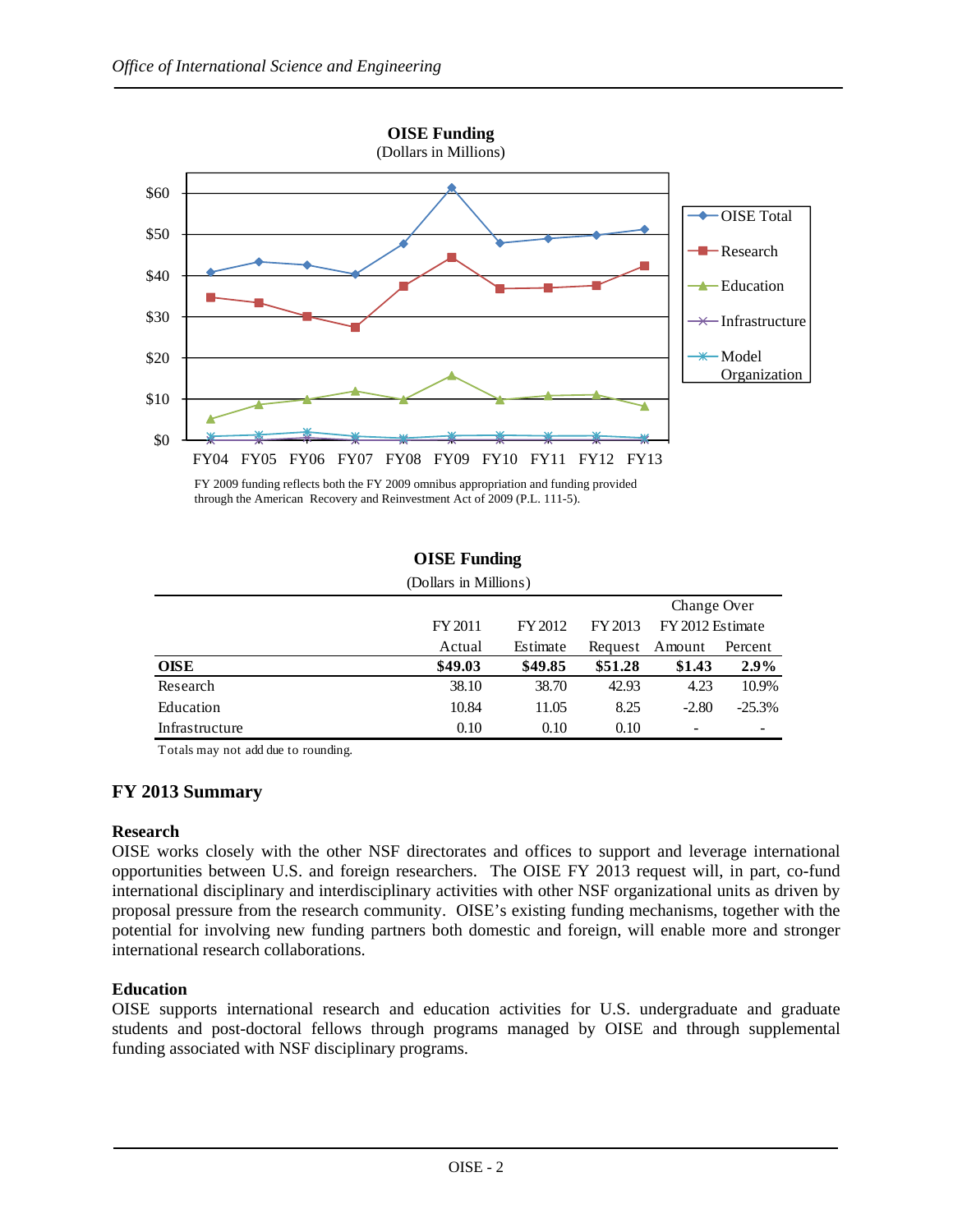**OISE Funding**
(Dollars in Millions)

FY 2009 funding reflects both the FY 2009 omnibus appropriation and funding provided through the American Recovery and Reinvestment Act of 2009 (P.L. 111-5).

**OISE Funding**
(Dollars in Millions)

| | FY 2011 Actual | FY 2012 Estimate | FY 2013 Request | Change Over FY 2012 Estimate Amount | Change Over FY 2012 Estimate Percent |
|---|---|---|---|---|---|
| **OISE** | **$49.03** | **$49.85** | **$51.28** | **$1.43** | **2.9%** |
| Research | 38.10 | 38.70 | 42.93 | 4.23 | 10.9% |
| Education | 10.84 | 11.05 | 8.25 | -2.80 | -25.3% |
| Infrastructure | 0.10 | 0.10 | 0.10 | - | - |

Totals may not add due to rounding.

## FY 2013 Summary

### Research

OISE works closely with the other NSF directorates and offices to support and leverage international opportunities between U.S. and foreign researchers. The OISE FY 2013 request will, in part, co-fund international disciplinary and interdisciplinary activities with other NSF organizational units as driven by proposal pressure from the research community. OISE's existing funding mechanisms, together with the potential for involving new funding partners both domestic and foreign, will enable more and stronger international research collaborations.

### Education

OISE supports international research and education activities for U.S. undergraduate and graduate students and post-doctoral fellows through programs managed by OISE and through supplemental funding associated with NSF disciplinary programs.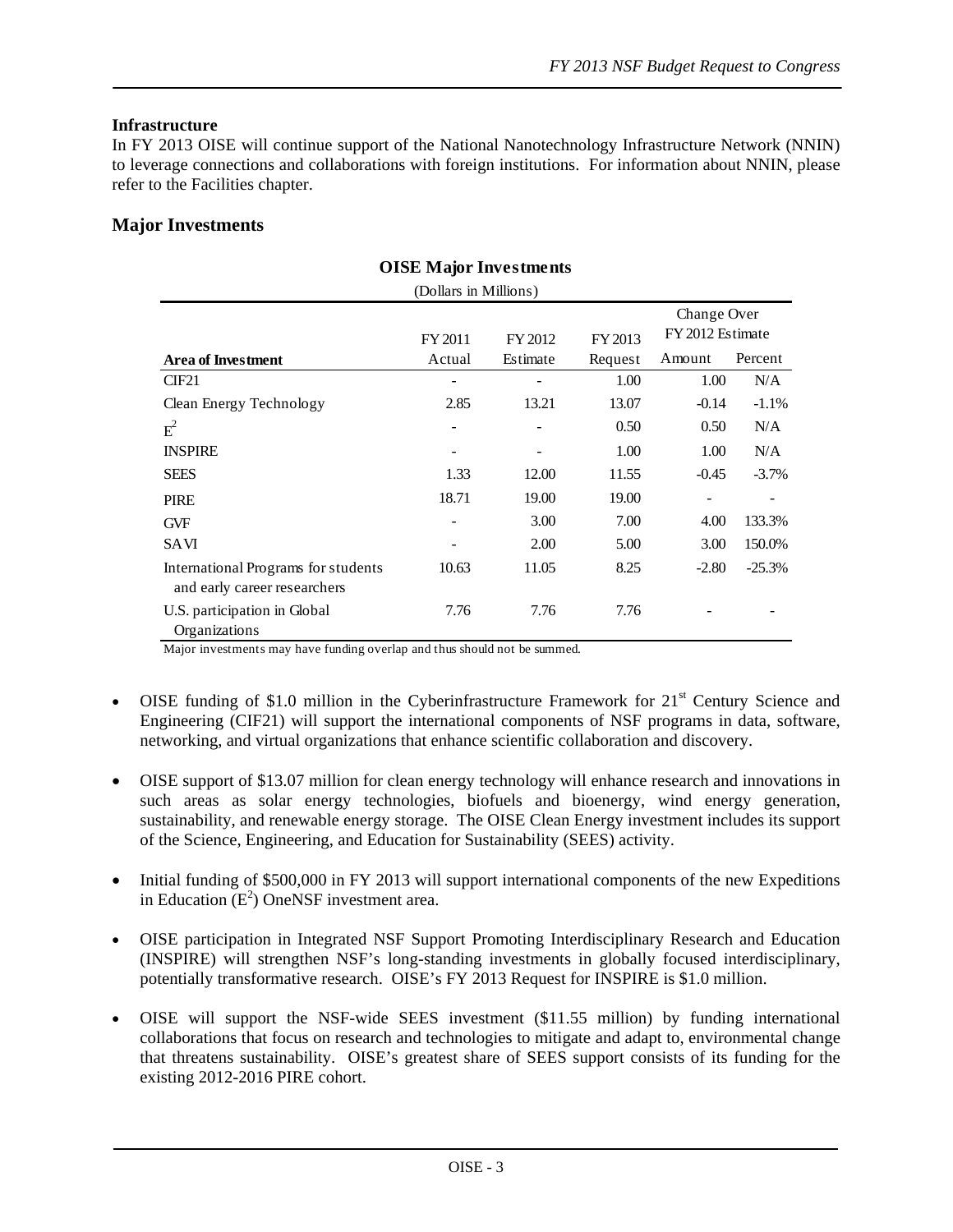### Infrastructure

In FY 2013 OISE will continue support of the National Nanotechnology Infrastructure Network (NNIN) to leverage connections and collaborations with foreign institutions. For information about NNIN, please refer to the Facilities chapter.

## Major Investments

**OISE Major Investments**

(Dollars in Millions)

| Area of Investment | FY 2011 Actual | FY 2012 Estimate | FY 2013 Request | Change Over FY 2012 Estimate | |
|---|---|---|---|---|---|
| | | | | Amount | Percent |
| CIF21 | - | - | 1.00 | 1.00 | N/A |
| Clean Energy Technology | 2.85 | 13.21 | 13.07 | -0.14 | -1.1% |
| $E^2$ | - | - | 0.50 | 0.50 | N/A |
| INSPIRE | - | - | 1.00 | 1.00 | N/A |
| SEES | 1.33 | 12.00 | 11.55 | -0.45 | -3.7% |
| PIRE | 18.71 | 19.00 | 19.00 | - | - |
| GVF | - | 3.00 | 7.00 | 4.00 | 133.3% |
| SAVI | - | 2.00 | 5.00 | 3.00 | 150.0% |
| International Programs for students and early career researchers | 10.63 | 11.05 | 8.25 | -2.80 | -25.3% |
| U.S. participation in Global Organizations | 7.76 | 7.76 | 7.76 | - | - |

Major investments may have funding overlap and thus should not be summed.

- OISE funding of $1.0 million in the Cyberinfrastructure Framework for 21st Century Science and Engineering (CIF21) will support the international components of NSF programs in data, software, networking, and virtual organizations that enhance scientific collaboration and discovery.
- OISE support of $13.07 million for clean energy technology will enhance research and innovations in such areas as solar energy technologies, biofuels and bioenergy, wind energy generation, sustainability, and renewable energy storage. The OISE Clean Energy investment includes its support of the Science, Engineering, and Education for Sustainability (SEES) activity.
- Initial funding of $500,000 in FY 2013 will support international components of the new Expeditions in Education ($E^2$) OneNSF investment area.
- OISE participation in Integrated NSF Support Promoting Interdisciplinary Research and Education (INSPIRE) will strengthen NSF's long-standing investments in globally focused interdisciplinary, potentially transformative research. OISE's FY 2013 Request for INSPIRE is $1.0 million.
- OISE will support the NSF-wide SEES investment ($11.55 million) by funding international collaborations that focus on research and technologies to mitigate and adapt to, environmental change that threatens sustainability. OISE's greatest share of SEES support consists of its funding for the existing 2012-2016 PIRE cohort.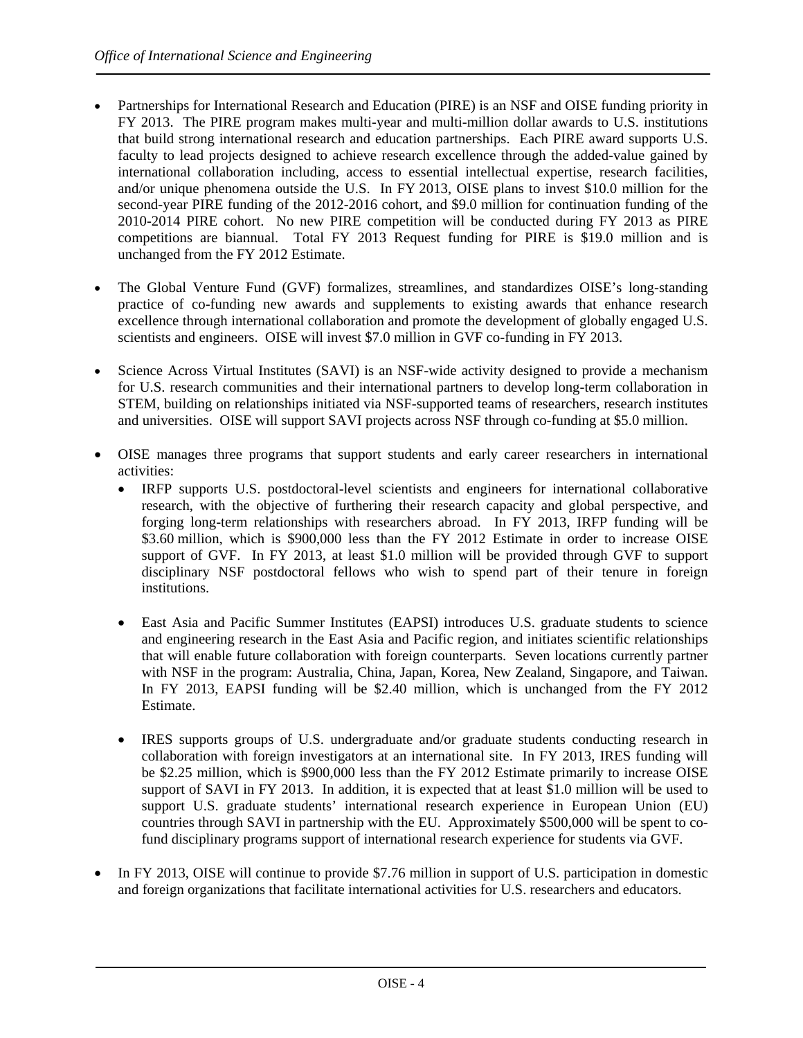- Partnerships for International Research and Education (PIRE) is an NSF and OISE funding priority in FY 2013. The PIRE program makes multi-year and multi-million dollar awards to U.S. institutions that build strong international research and education partnerships. Each PIRE award supports U.S. faculty to lead projects designed to achieve research excellence through the added-value gained by international collaboration including, access to essential intellectual expertise, research facilities, and/or unique phenomena outside the U.S. In FY 2013, OISE plans to invest $10.0 million for the second-year PIRE funding of the 2012-2016 cohort, and $9.0 million for continuation funding of the 2010-2014 PIRE cohort. No new PIRE competition will be conducted during FY 2013 as PIRE competitions are biannual. Total FY 2013 Request funding for PIRE is $19.0 million and is unchanged from the FY 2012 Estimate.

- The Global Venture Fund (GVF) formalizes, streamlines, and standardizes OISE's long-standing practice of co-funding new awards and supplements to existing awards that enhance research excellence through international collaboration and promote the development of globally engaged U.S. scientists and engineers. OISE will invest $7.0 million in GVF co-funding in FY 2013.

- Science Across Virtual Institutes (SAVI) is an NSF-wide activity designed to provide a mechanism for U.S. research communities and their international partners to develop long-term collaboration in STEM, building on relationships initiated via NSF-supported teams of researchers, research institutes and universities. OISE will support SAVI projects across NSF through co-funding at $5.0 million.

- OISE manages three programs that support students and early career researchers in international activities:
  - IRFP supports U.S. postdoctoral-level scientists and engineers for international collaborative research, with the objective of furthering their research capacity and global perspective, and forging long-term relationships with researchers abroad. In FY 2013, IRFP funding will be $3.60 million, which is $900,000 less than the FY 2012 Estimate in order to increase OISE support of GVF. In FY 2013, at least $1.0 million will be provided through GVF to support disciplinary NSF postdoctoral fellows who wish to spend part of their tenure in foreign institutions.

  - East Asia and Pacific Summer Institutes (EAPSI) introduces U.S. graduate students to science and engineering research in the East Asia and Pacific region, and initiates scientific relationships that will enable future collaboration with foreign counterparts. Seven locations currently partner with NSF in the program: Australia, China, Japan, Korea, New Zealand, Singapore, and Taiwan. In FY 2013, EAPSI funding will be $2.40 million, which is unchanged from the FY 2012 Estimate.

  - IRES supports groups of U.S. undergraduate and/or graduate students conducting research in collaboration with foreign investigators at an international site. In FY 2013, IRES funding will be $2.25 million, which is $900,000 less than the FY 2012 Estimate primarily to increase OISE support of SAVI in FY 2013. In addition, it is expected that at least $1.0 million will be used to support U.S. graduate students' international research experience in European Union (EU) countries through SAVI in partnership with the EU. Approximately $500,000 will be spent to co-fund disciplinary programs support of international research experience for students via GVF.

- In FY 2013, OISE will continue to provide $7.76 million in support of U.S. participation in domestic and foreign organizations that facilitate international activities for U.S. researchers and educators.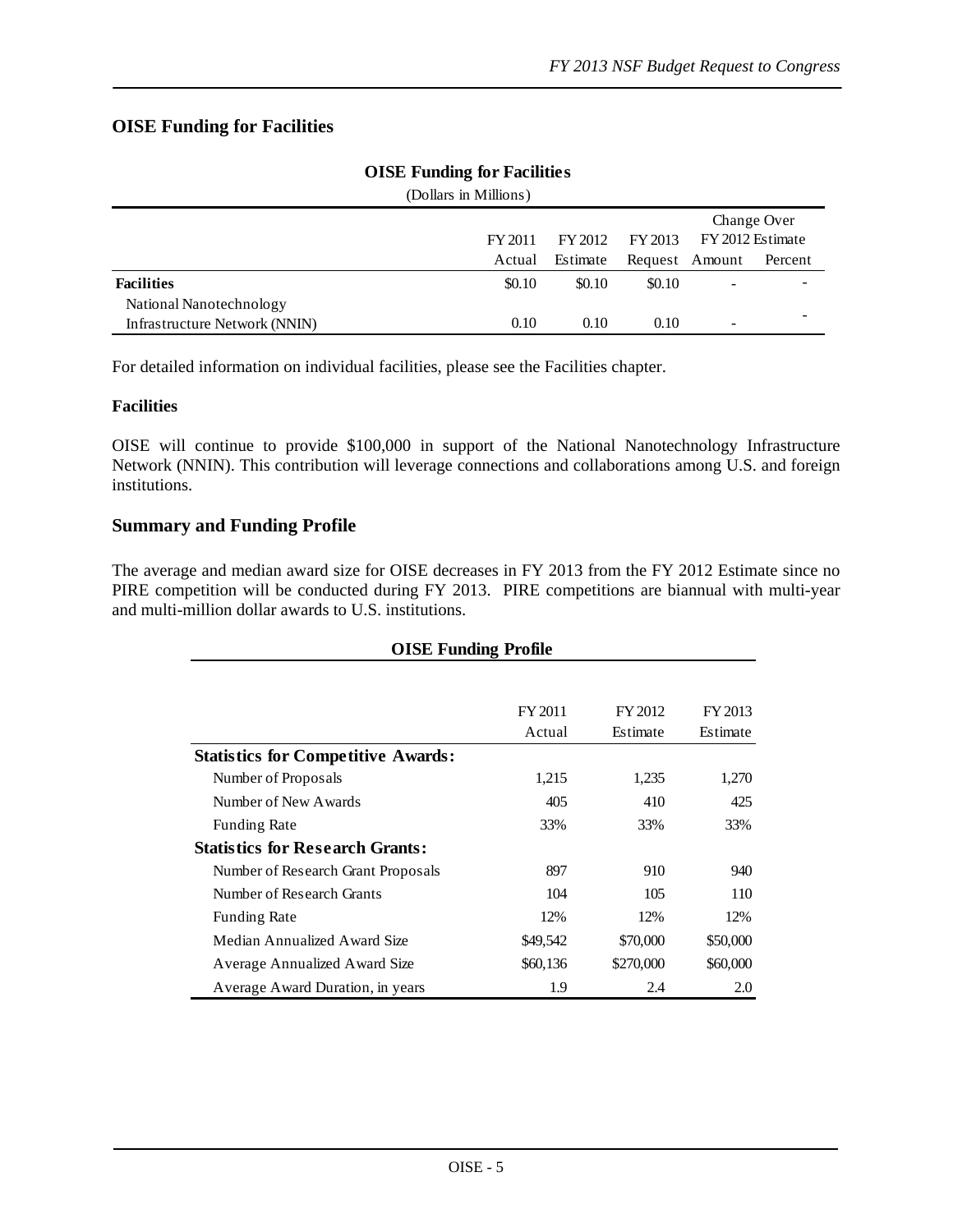## OISE Funding for Facilities

**OISE Funding for Facilities**
(Dollars in Millions)

| | FY 2011 Actual | FY 2012 Estimate | FY 2013 Request | Change Over FY 2012 Estimate Amount | Change Over FY 2012 Estimate Percent |
|---|---|---|---|---|---|
| **Facilities** | $0.10 | $0.10 | $0.10 | - | - |
| National Nanotechnology Infrastructure Network (NNIN) | 0.10 | 0.10 | 0.10 | - | - |

For detailed information on individual facilities, please see the Facilities chapter.

### Facilities

OISE will continue to provide $100,000 in support of the National Nanotechnology Infrastructure Network (NNIN). This contribution will leverage connections and collaborations among U.S. and foreign institutions.

## Summary and Funding Profile

The average and median award size for OISE decreases in FY 2013 from the FY 2012 Estimate since no PIRE competition will be conducted during FY 2013. PIRE competitions are biannual with multi-year and multi-million dollar awards to U.S. institutions.

**OISE Funding Profile**

| | FY 2011 Actual | FY 2012 Estimate | FY 2013 Estimate |
|---|---|---|---|
| **Statistics for Competitive Awards:** | | | |
| Number of Proposals | 1,215 | 1,235 | 1,270 |
| Number of New Awards | 405 | 410 | 425 |
| Funding Rate | 33% | 33% | 33% |
| **Statistics for Research Grants:** | | | |
| Number of Research Grant Proposals | 897 | 910 | 940 |
| Number of Research Grants | 104 | 105 | 110 |
| Funding Rate | 12% | 12% | 12% |
| Median Annualized Award Size | $49,542 | $70,000 | $50,000 |
| Average Annualized Award Size | $60,136 | $270,000 | $60,000 |
| Average Award Duration, in years | 1.9 | 2.4 | 2.0 |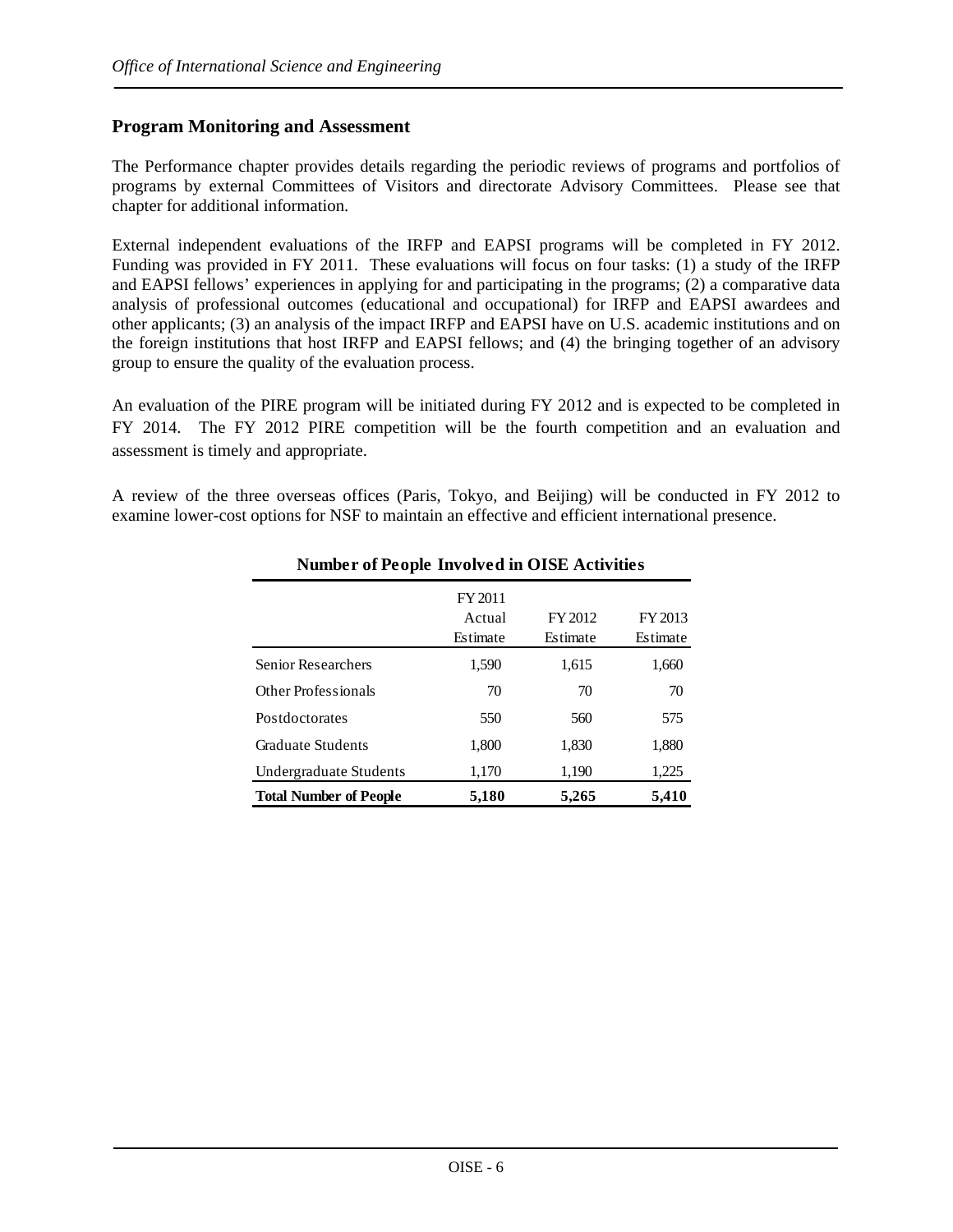## Program Monitoring and Assessment

The Performance chapter provides details regarding the periodic reviews of programs and portfolios of programs by external Committees of Visitors and directorate Advisory Committees. Please see that chapter for additional information.

External independent evaluations of the IRFP and EAPSI programs will be completed in FY 2012. Funding was provided in FY 2011. These evaluations will focus on four tasks: (1) a study of the IRFP and EAPSI fellows' experiences in applying for and participating in the programs; (2) a comparative data analysis of professional outcomes (educational and occupational) for IRFP and EAPSI awardees and other applicants; (3) an analysis of the impact IRFP and EAPSI have on U.S. academic institutions and on the foreign institutions that host IRFP and EAPSI fellows; and (4) the bringing together of an advisory group to ensure the quality of the evaluation process.

An evaluation of the PIRE program will be initiated during FY 2012 and is expected to be completed in FY 2014. The FY 2012 PIRE competition will be the fourth competition and an evaluation and assessment is timely and appropriate.

A review of the three overseas offices (Paris, Tokyo, and Beijing) will be conducted in FY 2012 to examine lower-cost options for NSF to maintain an effective and efficient international presence.

**Number of People Involved in OISE Activities**

| | FY 2011 Actual Estimate | FY 2012 Estimate | FY 2013 Estimate |
|---|---|---|---|
| Senior Researchers | 1,590 | 1,615 | 1,660 |
| Other Professionals | 70 | 70 | 70 |
| Postdoctorates | 550 | 560 | 575 |
| Graduate Students | 1,800 | 1,830 | 1,880 |
| Undergraduate Students | 1,170 | 1,190 | 1,225 |
| **Total Number of People** | **5,180** | **5,265** | **5,410** |